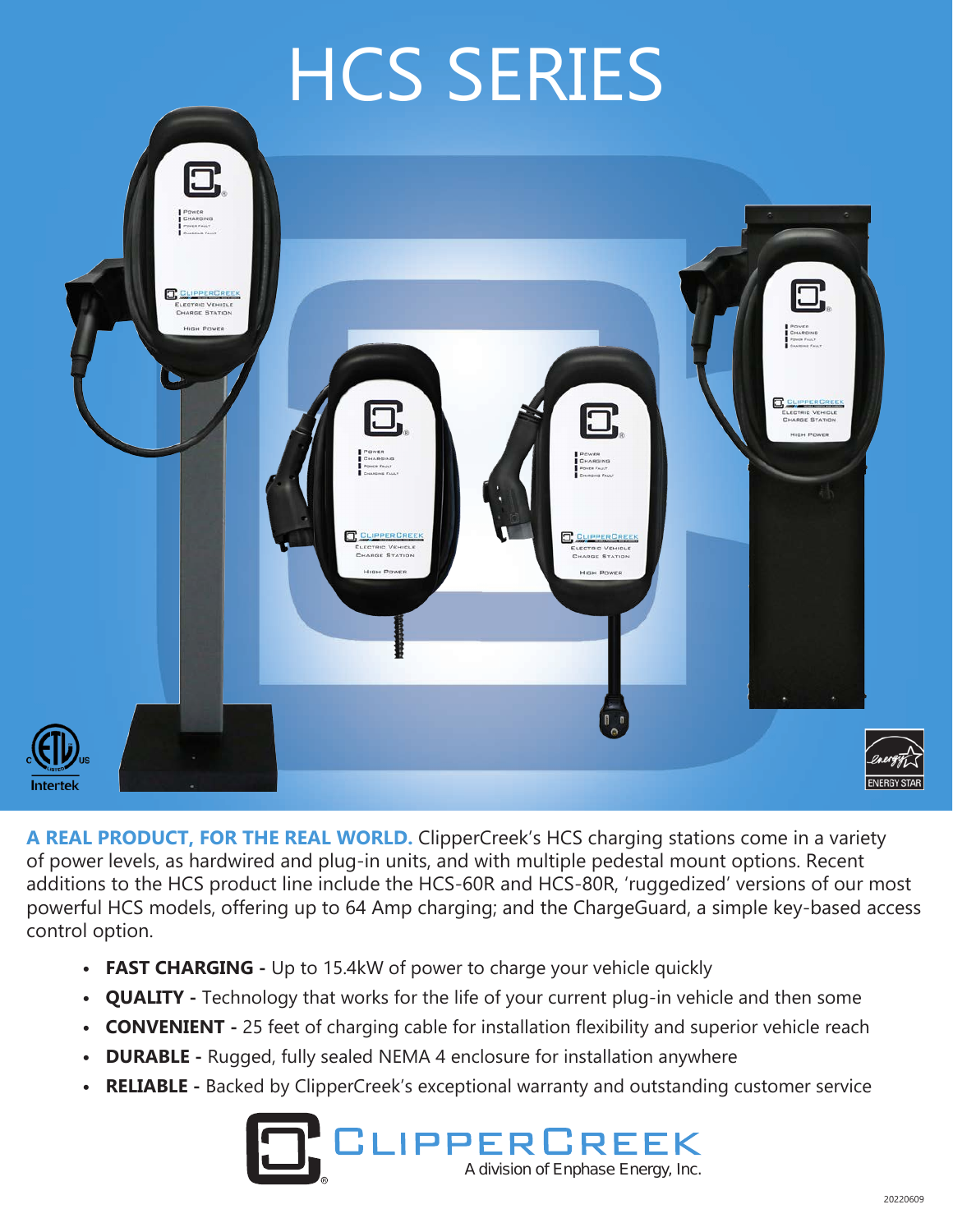# HCS SERIES

**A REAL PRODUCT, FOR THE REAL WORLD.** ClipperCreek's HCS charging stations come in a variety of power levels, as hardwired and plug-in units, and with multiple pedestal mount options. Recent additions to the HCS product line include the HCS-60R and HCS-80R, 'ruggedized' versions of our most powerful HCS models, offering up to 64 Amp charging; and the ChargeGuard, a simple key-based access control option.

- **FAST CHARGING -** Up to 15.4kW of power to charge your vehicle quickly
- **QUALITY -** Technology that works for the life of your current plug-in vehicle and then some
- **CONVENIENT -** 25 feet of charging cable for installation flexibility and superior vehicle reach
- **DURABLE -** Rugged, fully sealed NEMA 4 enclosure for installation anywhere
- **RELIABLE -** Backed by ClipperCreek's exceptional warranty and outstanding customer service

CLIPPERCREEK
A division of Enphase Energy, Inc.

20220609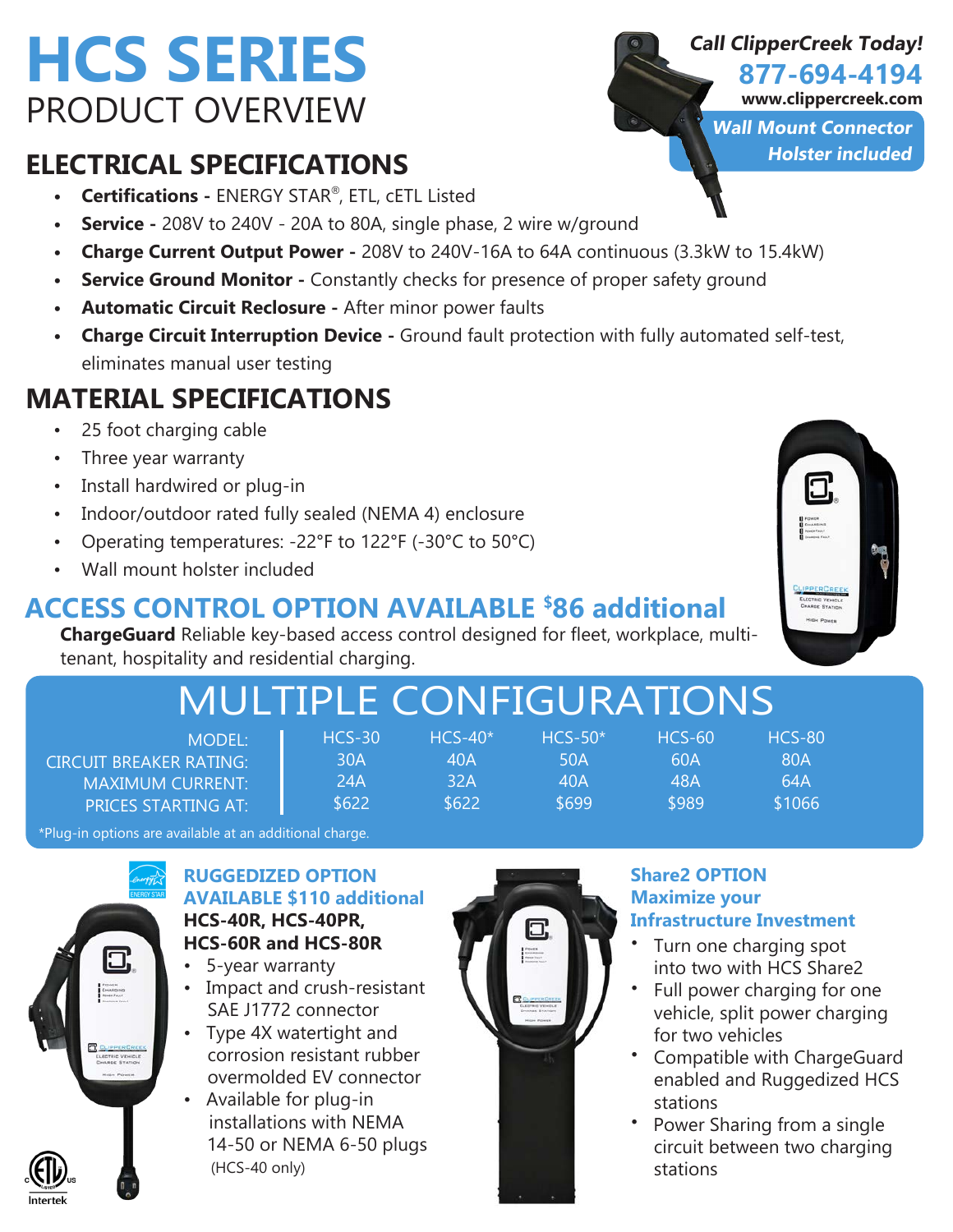# HCS SERIES

PRODUCT OVERVIEW

*Call ClipperCreek Today!*

**877-694-4194**

**www.clippercreek.com**

*Wall Mount Connector Holster included*

## ELECTRICAL SPECIFICATIONS

- **Certifications -** ENERGY STAR®, ETL, cETL Listed
- **Service -** 208V to 240V - 20A to 80A, single phase, 2 wire w/ground
- **Charge Current Output Power -** 208V to 240V-16A to 64A continuous (3.3kW to 15.4kW)
- **Service Ground Monitor -** Constantly checks for presence of proper safety ground
- **Automatic Circuit Reclosure -** After minor power faults
- **Charge Circuit Interruption Device -** Ground fault protection with fully automated self-test, eliminates manual user testing

## MATERIAL SPECIFICATIONS

- 25 foot charging cable
- Three year warranty
- Install hardwired or plug-in
- Indoor/outdoor rated fully sealed (NEMA 4) enclosure
- Operating temperatures: -22°F to 122°F (-30°C to 50°C)
- Wall mount holster included

## ACCESS CONTROL OPTION AVAILABLE $86 additional

**ChargeGuard** Reliable key-based access control designed for fleet, workplace, multi-tenant, hospitality and residential charging.

## MULTIPLE CONFIGURATIONS

| MODEL: | HCS-30 | HCS-40* | HCS-50* | HCS-60 | HCS-80 |
|---|---|---|---|---|---|
| CIRCUIT BREAKER RATING: | 30A | 40A | 50A | 60A | 80A |
| MAXIMUM CURRENT: | 24A | 32A | 40A | 48A | 64A |
| PRICES STARTING AT: | $622 | $622 | $699 | $989 | $1066 |

*Plug-in options are available at an additional charge.

### RUGGEDIZED OPTION AVAILABLE $110 additional

**HCS-40R, HCS-40PR, HCS-60R and HCS-80R**

- 5-year warranty
- Impact and crush-resistant SAE J1772 connector
- Type 4X watertight and corrosion resistant rubber overmolded EV connector
- Available for plug-in installations with NEMA 14-50 or NEMA 6-50 plugs (HCS-40 only)

### Share2 OPTION Maximize your Infrastructure Investment

- Turn one charging spot into two with HCS Share2
- Full power charging for one vehicle, split power charging for two vehicles
- Compatible with ChargeGuard enabled and Ruggedized HCS stations
- Power Sharing from a single circuit between two charging stations